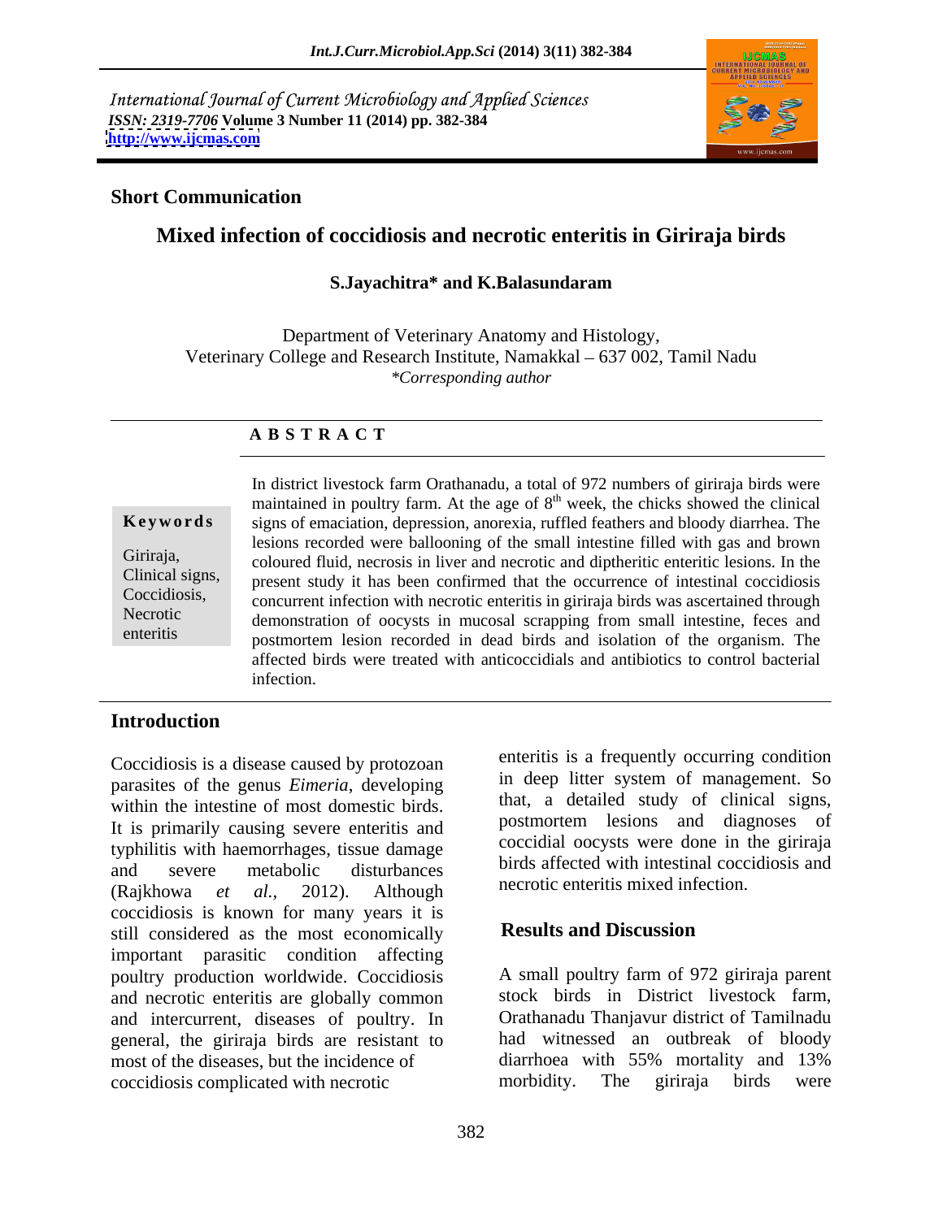International Journal of Current Microbiology and Applied Sciences
*ISSN: 2319-7706* **Volume 3 Number 11 (2014) pp. 382-384**
**http://www.ijcmas.com**

**Short Communication**

# Mixed infection of coccidiosis and necrotic enteritis in Giriraja birds

**S.Jayachitra\* and K.Balasundaram**

Department of Veterinary Anatomy and Histology,
Veterinary College and Research Institute, Namakkal – 637 002, Tamil Nadu
*\*Corresponding author*

**A B S T R A C T**

**Keywords**

Giriraja, Clinical signs, Coccidiosis, Necrotic enteritis

In district livestock farm Orathanadu, a total of 972 numbers of giriraja birds were maintained in poultry farm. At the age of 8th week, the chicks showed the clinical signs of emaciation, depression, anorexia, ruffled feathers and bloody diarrhea. The lesions recorded were ballooning of the small intestine filled with gas and brown coloured fluid, necrosis in liver and necrotic and diptheritic enteritic lesions. In the present study it has been confirmed that the occurrence of intestinal coccidiosis concurrent infection with necrotic enteritis in giriraja birds was ascertained through demonstration of oocysts in mucosal scrapping from small intestine, feces and postmortem lesion recorded in dead birds and isolation of the organism. The affected birds were treated with anticoccidials and antibiotics to control bacterial infection.

## Introduction

Coccidiosis is a disease caused by protozoan parasites of the genus *Eimeria*, developing within the intestine of most domestic birds. It is primarily causing severe enteritis and typhilitis with haemorrhages, tissue damage and severe metabolic disturbances (Rajkhowa *et al.,* 2012). Although coccidiosis is known for many years it is still considered as the most economically important parasitic condition affecting poultry production worldwide. Coccidiosis and necrotic enteritis are globally common and intercurrent, diseases of poultry. In general, the giriraja birds are resistant to most of the diseases, but the incidence of coccidiosis complicated with necrotic enteritis is a frequently occurring condition in deep litter system of management. So that, a detailed study of clinical signs, postmortem lesions and diagnoses of coccidial oocysts were done in the giriraja birds affected with intestinal coccidiosis and necrotic enteritis mixed infection.

## Results and Discussion

A small poultry farm of 972 giriraja parent stock birds in District livestock farm, Orathanadu Thanjavur district of Tamilnadu had witnessed an outbreak of bloody diarrhoea with 55% mortality and 13% morbidity. The giriraja birds were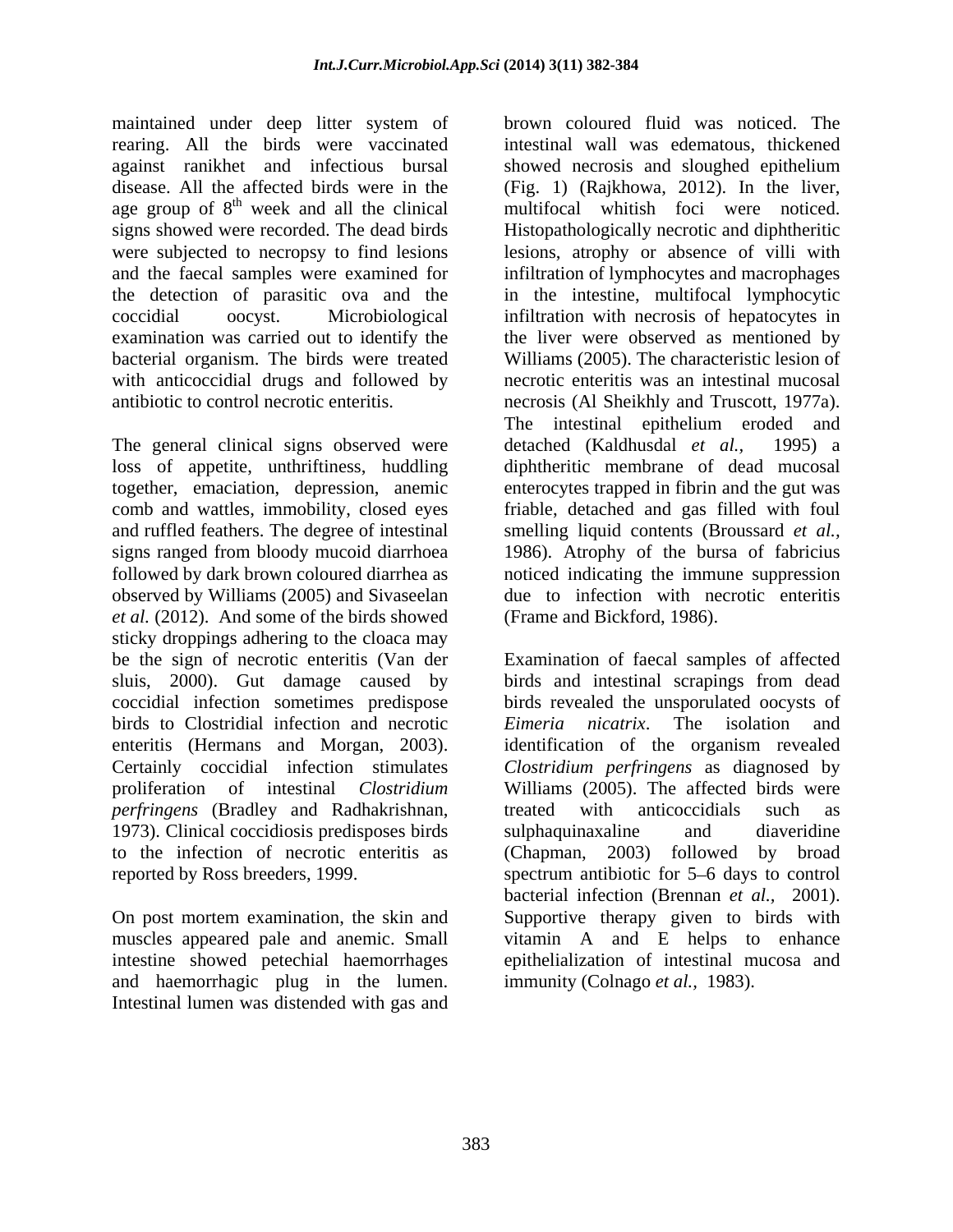maintained under deep litter system of rearing. All the birds were vaccinated against ranikhet and infectious bursal disease. All the affected birds were in the age group of 8$^{th}$ week and all the clinical signs showed were recorded. The dead birds were subjected to necropsy to find lesions and the faecal samples were examined for the detection of parasitic ova and the coccidial oocyst. Microbiological examination was carried out to identify the bacterial organism. The birds were treated with anticoccidial drugs and followed by antibiotic to control necrotic enteritis.

The general clinical signs observed were loss of appetite, unthriftiness, huddling together, emaciation, depression, anemic comb and wattles, immobility, closed eyes and ruffled feathers. The degree of intestinal signs ranged from bloody mucoid diarrhoea followed by dark brown coloured diarrhea as observed by Williams (2005) and Sivaseelan *et al.* (2012). And some of the birds showed sticky droppings adhering to the cloaca may be the sign of necrotic enteritis (Van der sluis, 2000). Gut damage caused by coccidial infection sometimes predispose birds to Clostridial infection and necrotic enteritis (Hermans and Morgan, 2003). Certainly coccidial infection stimulates proliferation of intestinal *Clostridium perfringens* (Bradley and Radhakrishnan, 1973). Clinical coccidiosis predisposes birds to the infection of necrotic enteritis as reported by Ross breeders, 1999.

On post mortem examination, the skin and muscles appeared pale and anemic. Small intestine showed petechial haemorrhages and haemorrhagic plug in the lumen. Intestinal lumen was distended with gas and brown coloured fluid was noticed. The intestinal wall was edematous, thickened showed necrosis and sloughed epithelium (Fig. 1) (Rajkhowa, 2012). In the liver, multifocal whitish foci were noticed. Histopathologically necrotic and diphtheritic lesions, atrophy or absence of villi with infiltration of lymphocytes and macrophages in the intestine, multifocal lymphocytic infiltration with necrosis of hepatocytes in the liver were observed as mentioned by Williams (2005). The characteristic lesion of necrotic enteritis was an intestinal mucosal necrosis (Al Sheikhly and Truscott, 1977a). The intestinal epithelium eroded and detached (Kaldhusdal *et al.,* 1995) a diphtheritic membrane of dead mucosal enterocytes trapped in fibrin and the gut was friable, detached and gas filled with foul smelling liquid contents (Broussard *et al.,* 1986). Atrophy of the bursa of fabricius noticed indicating the immune suppression due to infection with necrotic enteritis (Frame and Bickford, 1986).

Examination of faecal samples of affected birds and intestinal scrapings from dead birds revealed the unsporulated oocysts of *Eimeria nicatrix*. The isolation and identification of the organism revealed *Clostridium perfringens* as diagnosed by Williams (2005). The affected birds were treated with anticoccidials such as sulphaquinaxaline and diaveridine (Chapman, 2003) followed by broad spectrum antibiotic for 5–6 days to control bacterial infection (Brennan *et al.,* 2001). Supportive therapy given to birds with vitamin A and E helps to enhance epithelialization of intestinal mucosa and immunity (Colnago *et al.,* 1983).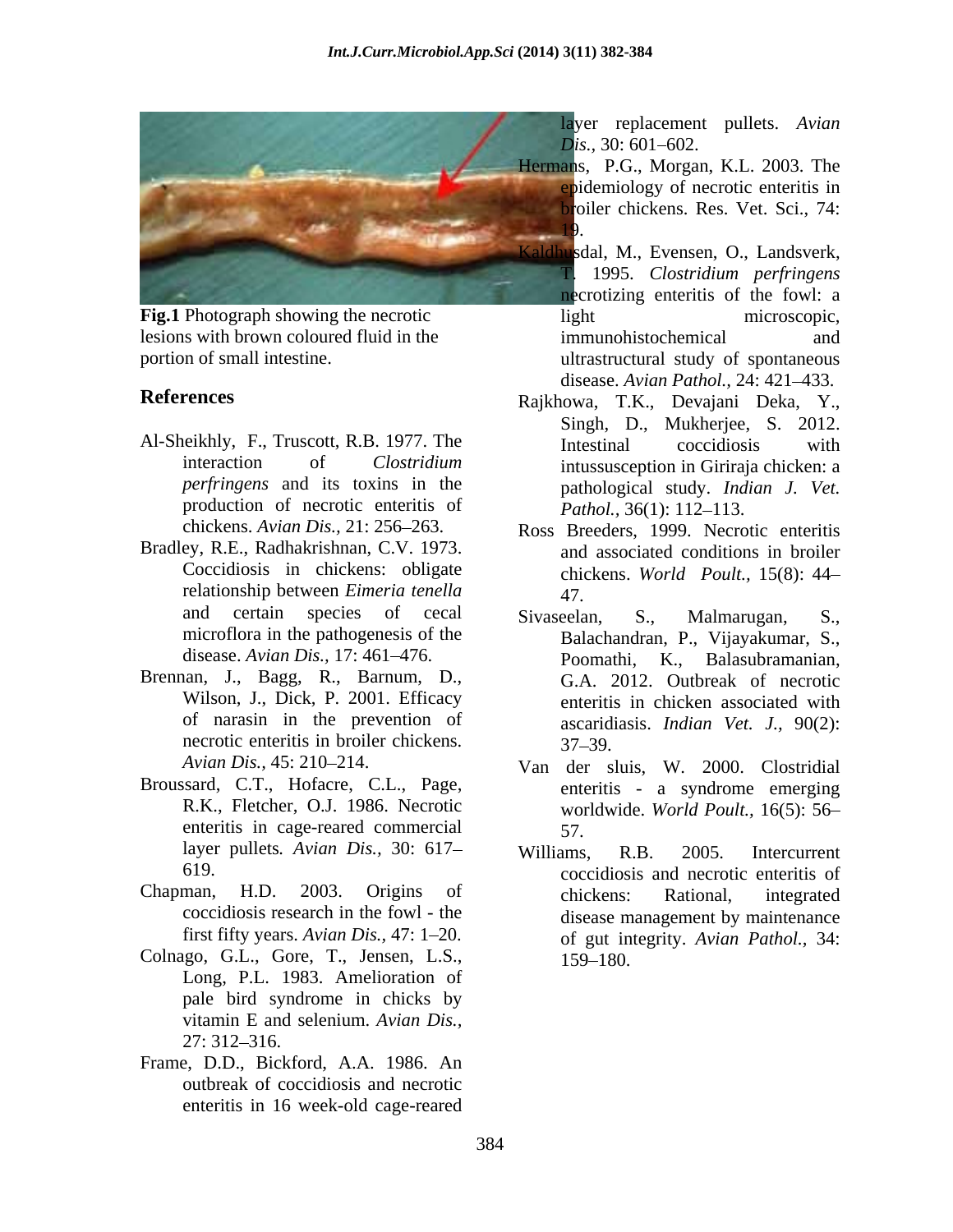Fig.1 Photograph showing the necrotic lesions with brown coloured fluid in the portion of small intestine.

## References

- Al-Sheikhly, F., Truscott, R.B. 1977. The interaction of *Clostridium perfringens* and its toxins in the production of necrotic enteritis of chickens. *Avian Dis.,* 21: 256–263.
- Bradley, R.E., Radhakrishnan, C.V. 1973. Coccidiosis in chickens: obligate relationship between *Eimeria tenella* and certain species of cecal microflora in the pathogenesis of the disease. *Avian Dis.,* 17: 461–476.
- Brennan, J., Bagg, R., Barnum, D., Wilson, J., Dick, P. 2001. Efficacy of narasin in the prevention of necrotic enteritis in broiler chickens. *Avian Dis.,* 45: 210–214.
- Broussard, C.T., Hofacre, C.L., Page, R.K., Fletcher, O.J. 1986. Necrotic enteritis in cage-reared commercial layer pullets. *Avian Dis.,* 30: 617–619.
- Chapman, H.D. 2003. Origins of coccidiosis research in the fowl - the first fifty years. *Avian Dis.,* 47: 1–20.
- Colnago, G.L., Gore, T., Jensen, L.S., Long, P.L. 1983. Amelioration of pale bird syndrome in chicks by vitamin E and selenium. *Avian Dis.,* 27: 312–316.
- Frame, D.D., Bickford, A.A. 1986. An outbreak of coccidiosis and necrotic enteritis in 16 week-old cage-reared layer replacement pullets. *Avian Dis.,* 30: 601–602.
- Hermans, P.G., Morgan, K.L. 2003. The epidemiology of necrotic enteritis in broiler chickens. Res. Vet. Sci., 74: 19.
- Kaldhusdal, M., Evensen, O., Landsverk, T. 1995. *Clostridium perfringens* necrotizing enteritis of the fowl: a light microscopic, immunohistochemical and ultrastructural study of spontaneous disease. *Avian Pathol.,* 24: 421–433.
- Rajkhowa, T.K., Devajani Deka, Y., Singh, D., Mukherjee, S. 2012. Intestinal coccidiosis with intussusception in Giriraja chicken: a pathological study. *Indian J. Vet. Pathol.,* 36(1): 112–113.
- Ross Breeders, 1999. Necrotic enteritis and associated conditions in broiler chickens. *World Poult.,* 15(8): 44–47.
- Sivaseelan, S., Malmarugan, S., Balachandran, P., Vijayakumar, S., Poomathi, K., Balasubramanian, G.A. 2012. Outbreak of necrotic enteritis in chicken associated with ascaridiasis. *Indian Vet. J.,* 90(2): 37–39.
- Van der sluis, W. 2000. Clostridial enteritis - a syndrome emerging worldwide. *World Poult.,* 16(5): 56–57.
- Williams, R.B. 2005. Intercurrent coccidiosis and necrotic enteritis of chickens: Rational, integrated disease management by maintenance of gut integrity. *Avian Pathol.,* 34: 159–180.